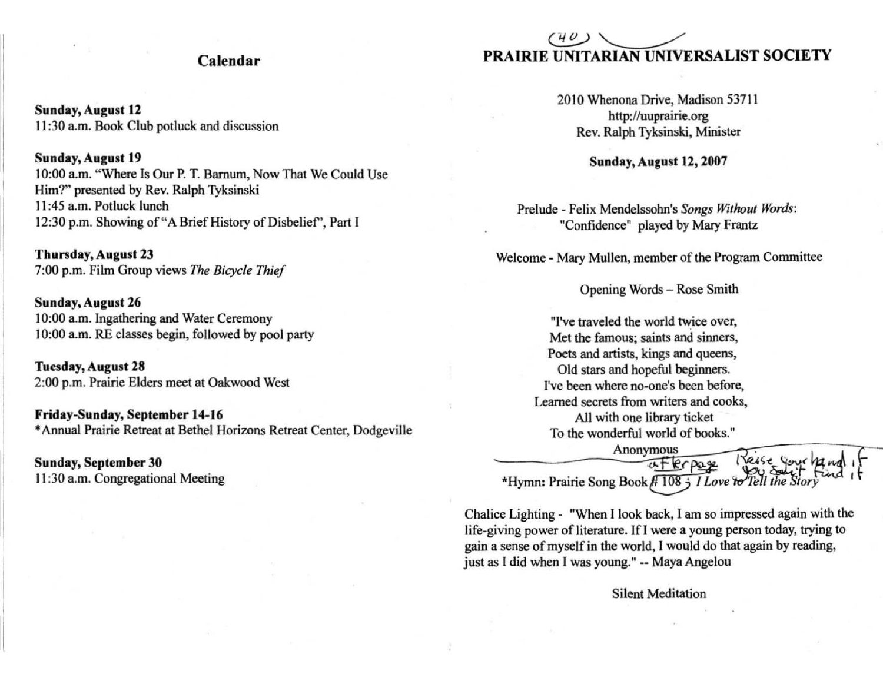## Calendar

**Sunday, August 12**
11:30 a.m. Book Club potluck and discussion

**Sunday, August 19**
10:00 a.m. "Where Is Our P. T. Barnum, Now That We Could Use Him?" presented by Rev. Ralph Tyksinski
11:45 a.m. Potluck lunch
12:30 p.m. Showing of "A Brief History of Disbelief", Part I

**Thursday, August 23**
7:00 p.m. Film Group views *The Bicycle Thief*

**Sunday, August 26**
10:00 a.m. Ingathering and Water Ceremony
10:00 a.m. RE classes begin, followed by pool party

**Tuesday, August 28**
2:00 p.m. Prairie Elders meet at Oakwood West

**Friday-Sunday, September 14-16**
*Annual Prairie Retreat at Bethel Horizons Retreat Center, Dodgeville

**Sunday, September 30**
11:30 a.m. Congregational Meeting

(40)

# PRAIRIE UNITARIAN UNIVERSALIST SOCIETY

2010 Whenona Drive, Madison 53711
http://uuprairie.org
Rev. Ralph Tyksinski, Minister

**Sunday, August 12, 2007**

Prelude - Felix Mendelssohn's *Songs Without Words*: "Confidence" played by Mary Frantz

Welcome - Mary Mullen, member of the Program Committee

Opening Words – Rose Smith

"I've traveled the world twice over,
Met the famous; saints and sinners,
Poets and artists, kings and queens,
Old stars and hopeful beginners.
I've been where no-one's been before,
Learned secrets from writers and cooks,
All with one library ticket
To the wonderful world of books."

Anonymous

after page — Raise your hand if you can't find it

*Hymn: Prairie Song Book #108 ; *I Love to Tell the Story*

Chalice Lighting - "When I look back, I am so impressed again with the life-giving power of literature. If I were a young person today, trying to gain a sense of myself in the world, I would do that again by reading, just as I did when I was young." -- Maya Angelou

Silent Meditation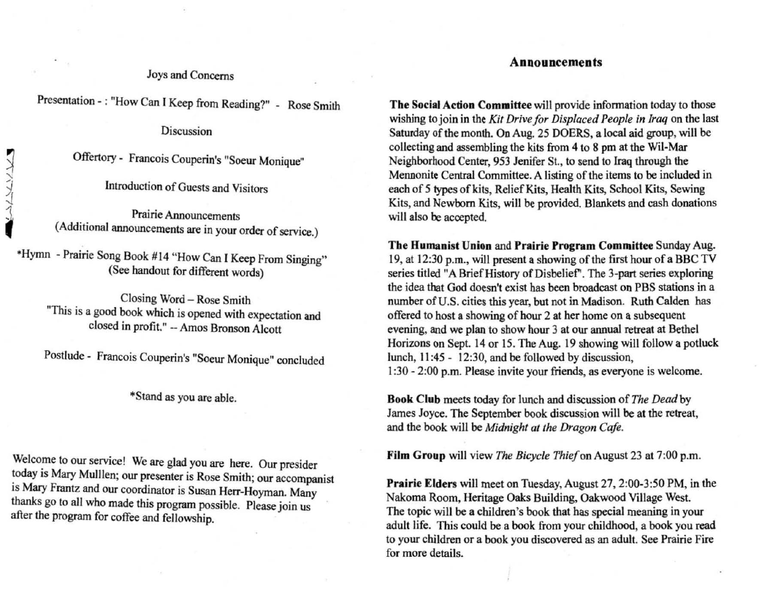Joys and Concerns

Presentation - : "How Can I Keep from Reading?" - Rose Smith

Discussion

Offertory - Francois Couperin's "Soeur Monique"

Introduction of Guests and Visitors

Prairie Announcements
(Additional announcements are in your order of service.)

*Hymn - Prairie Song Book #14 "How Can I Keep From Singing"
(See handout for different words)

Closing Word – Rose Smith
"This is a good book which is opened with expectation and closed in profit." -- Amos Bronson Alcott

Postlude - Francois Couperin's "Soeur Monique" concluded

*Stand as you are able.

Welcome to our service! We are glad you are here. Our presider today is Mary Mulllen; our presenter is Rose Smith; our accompanist is Mary Frantz and our coordinator is Susan Herr-Hoyman. Many thanks go to all who made this program possible. Please join us after the program for coffee and fellowship.

## Announcements

**The Social Action Committee** will provide information today to those wishing to join in the *Kit Drive for Displaced People in Iraq* on the last Saturday of the month. On Aug. 25 DOERS, a local aid group, will be collecting and assembling the kits from 4 to 8 pm at the Wil-Mar Neighborhood Center, 953 Jenifer St., to send to Iraq through the Mennonite Central Committee. A listing of the items to be included in each of 5 types of kits, Relief Kits, Health Kits, School Kits, Sewing Kits, and Newborn Kits, will be provided. Blankets and cash donations will also be accepted.

**The Humanist Union** and **Prairie Program Committee** Sunday Aug. 19, at 12:30 p.m., will present a showing of the first hour of a BBC TV series titled "A Brief History of Disbelief". The 3-part series exploring the idea that God doesn't exist has been broadcast on PBS stations in a number of U.S. cities this year, but not in Madison. Ruth Calden has offered to host a showing of hour 2 at her home on a subsequent evening, and we plan to show hour 3 at our annual retreat at Bethel Horizons on Sept. 14 or 15. The Aug. 19 showing will follow a potluck lunch, 11:45 - 12:30, and be followed by discussion, 1:30 - 2:00 p.m. Please invite your friends, as everyone is welcome.

**Book Club** meets today for lunch and discussion of *The Dead* by James Joyce. The September book discussion will be at the retreat, and the book will be *Midnight at the Dragon Cafe.*

**Film Group** will view *The Bicycle Thief* on August 23 at 7:00 p.m.

**Prairie Elders** will meet on Tuesday, August 27, 2:00-3:50 PM, in the Nakoma Room, Heritage Oaks Building, Oakwood Village West. The topic will be a children's book that has special meaning in your adult life. This could be a book from your childhood, a book you read to your children or a book you discovered as an adult. See Prairie Fire for more details.